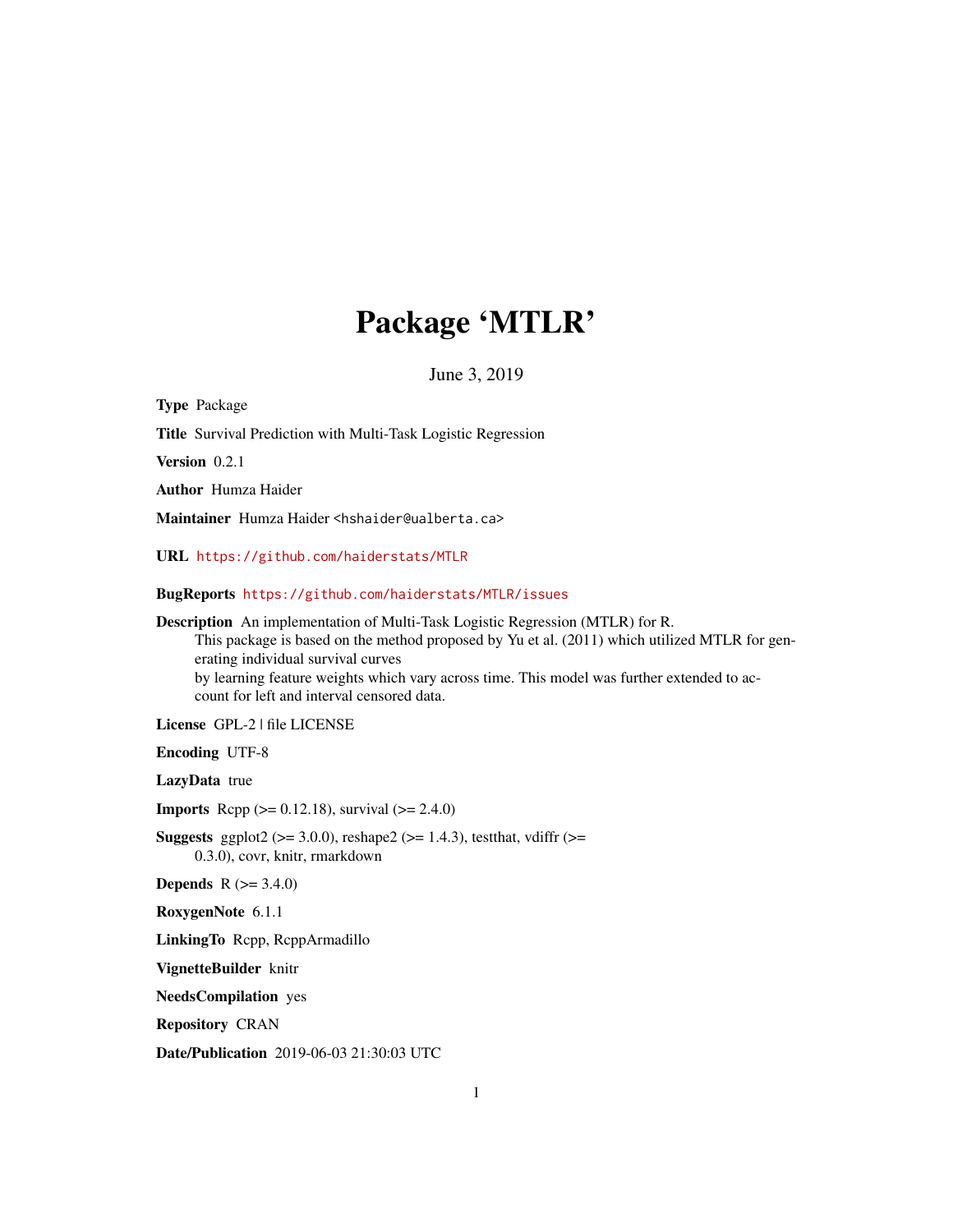# Package 'MTLR'

June 3, 2019

**Type** Package

**Title** Survival Prediction with Multi-Task Logistic Regression

**Version** 0.2.1

**Author** Humza Haider

**Maintainer** Humza Haider <hshaider@ualberta.ca>

**URL** https://github.com/haiderstats/MTLR

**BugReports** https://github.com/haiderstats/MTLR/issues

**Description** An implementation of Multi-Task Logistic Regression (MTLR) for R.
This package is based on the method proposed by Yu et al. (2011) which utilized MTLR for generating individual survival curves
by learning feature weights which vary across time. This model was further extended to account for left and interval censored data.

**License** GPL-2 | file LICENSE

**Encoding** UTF-8

**LazyData** true

**Imports** Rcpp (>= 0.12.18), survival (>= 2.4.0)

**Suggests** ggplot2 (>= 3.0.0), reshape2 (>= 1.4.3), testthat, vdiffr (>= 0.3.0), covr, knitr, rmarkdown

**Depends** R (>= 3.4.0)

**RoxygenNote** 6.1.1

**LinkingTo** Rcpp, RcppArmadillo

**VignetteBuilder** knitr

**NeedsCompilation** yes

**Repository** CRAN

**Date/Publication** 2019-06-03 21:30:03 UTC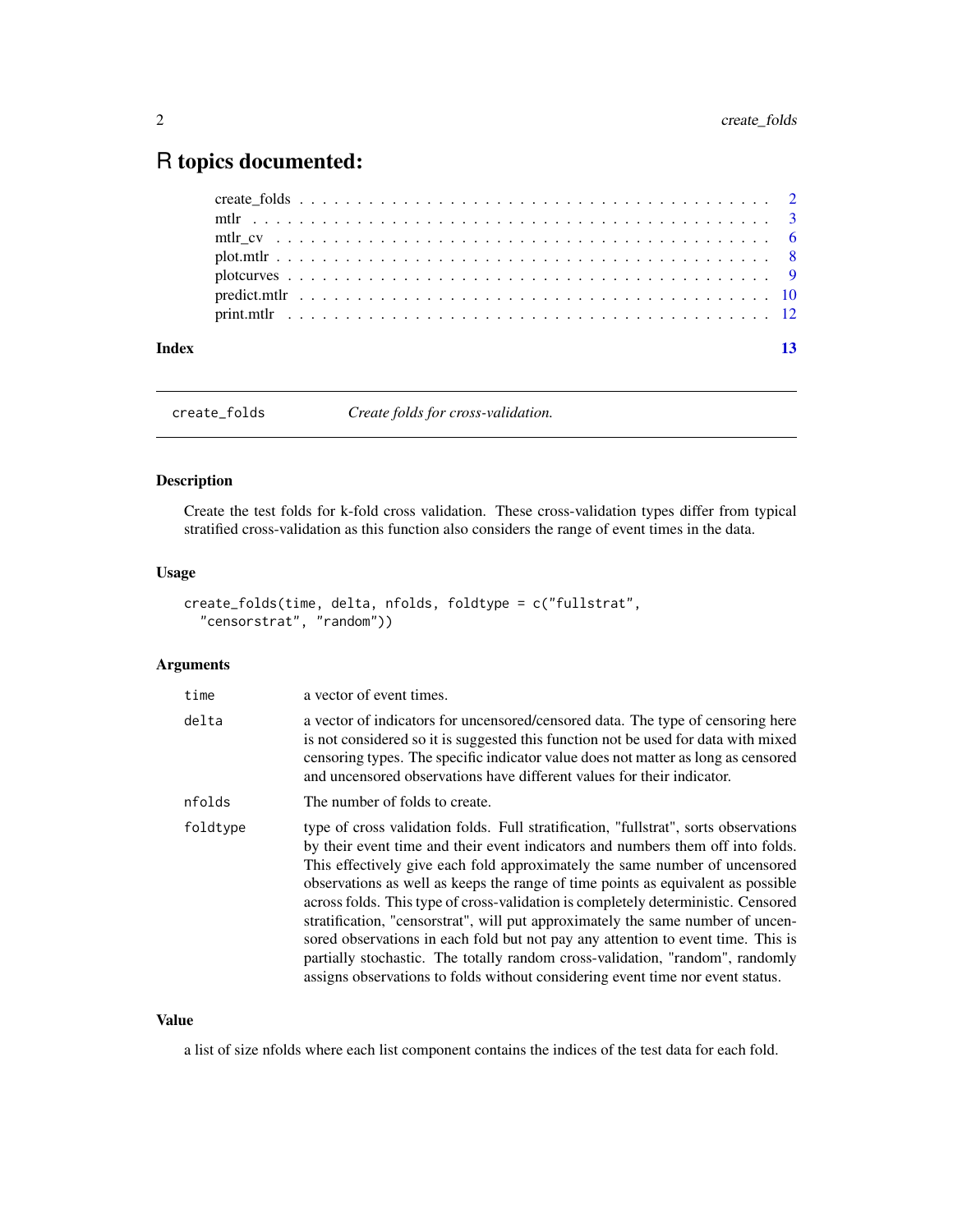# R topics documented:

| | |
|---|---|
| create_folds | 2 |
| mtlr | 3 |
| mtlr_cv | 6 |
| plot.mtlr | 8 |
| plotcurves | 9 |
| predict.mtlr | 10 |
| print.mtlr | 12 |
| **Index** | **13** |

---

## create_folds — *Create folds for cross-validation.*

---

### Description

Create the test folds for k-fold cross validation. These cross-validation types differ from typical stratified cross-validation as this function also considers the range of event times in the data.

### Usage

```
create_folds(time, delta, nfolds, foldtype = c("fullstrat",
  "censorstrat", "random"))
```

### Arguments

| | |
|---|---|
| `time` | a vector of event times. |
| `delta` | a vector of indicators for uncensored/censored data. The type of censoring here is not considered so it is suggested this function not be used for data with mixed censoring types. The specific indicator value does not matter as long as censored and uncensored observations have different values for their indicator. |
| `nfolds` | The number of folds to create. |
| `foldtype` | type of cross validation folds. Full stratification, "fullstrat", sorts observations by their event time and their event indicators and numbers them off into folds. This effectively give each fold approximately the same number of uncensored observations as well as keeps the range of time points as equivalent as possible across folds. This type of cross-validation is completely deterministic. Censored stratification, "censorstrat", will put approximately the same number of uncensored observations in each fold but not pay any attention to event time. This is partially stochastic. The totally random cross-validation, "random", randomly assigns observations to folds without considering event time nor event status. |

### Value

a list of size nfolds where each list component contains the indices of the test data for each fold.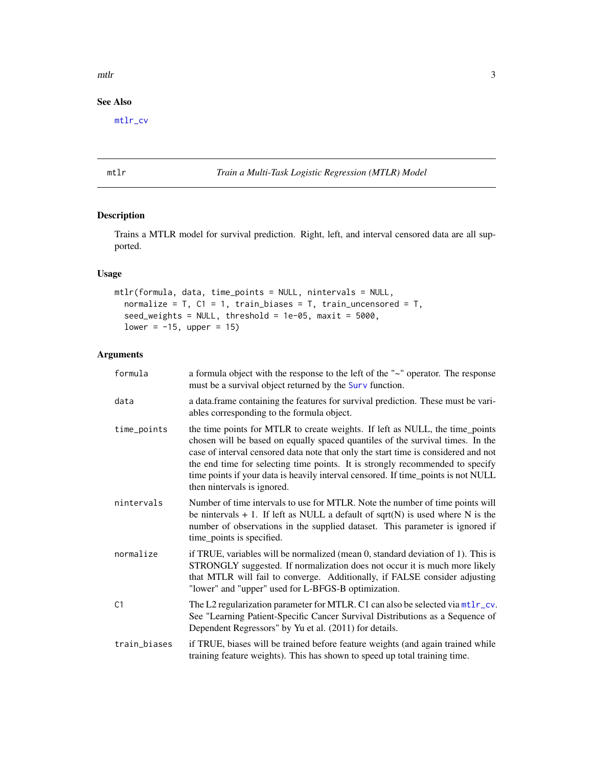## See Also

mtlr_cv

## mtlr — *Train a Multi-Task Logistic Regression (MTLR) Model*

### Description

Trains a MTLR model for survival prediction. Right, left, and interval censored data are all supported.

### Usage

```
mtlr(formula, data, time_points = NULL, nintervals = NULL,
  normalize = T, C1 = 1, train_biases = T, train_uncensored = T,
  seed_weights = NULL, threshold = 1e-05, maxit = 5000,
  lower = -15, upper = 15)
```

### Arguments

| Argument | Description |
|---|---|
| `formula` | a formula object with the response to the left of the "~" operator. The response must be a survival object returned by the Surv function. |
| `data` | a data.frame containing the features for survival prediction. These must be variables corresponding to the formula object. |
| `time_points` | the time points for MTLR to create weights. If left as NULL, the time_points chosen will be based on equally spaced quantiles of the survival times. In the case of interval censored data note that only the start time is considered and not the end time for selecting time points. It is strongly recommended to specify time points if your data is heavily interval censored. If time_points is not NULL then nintervals is ignored. |
| `nintervals` | Number of time intervals to use for MTLR. Note the number of time points will be nintervals + 1. If left as NULL a default of sqrt(N) is used where N is the number of observations in the supplied dataset. This parameter is ignored if time_points is specified. |
| `normalize` | if TRUE, variables will be normalized (mean 0, standard deviation of 1). This is STRONGLY suggested. If normalization does not occur it is much more likely that MTLR will fail to converge. Additionally, if FALSE consider adjusting "lower" and "upper" used for L-BFGS-B optimization. |
| `C1` | The L2 regularization parameter for MTLR. C1 can also be selected via mtlr_cv. See "Learning Patient-Specific Cancer Survival Distributions as a Sequence of Dependent Regressors" by Yu et al. (2011) for details. |
| `train_biases` | if TRUE, biases will be trained before feature weights (and again trained while training feature weights). This has shown to speed up total training time. |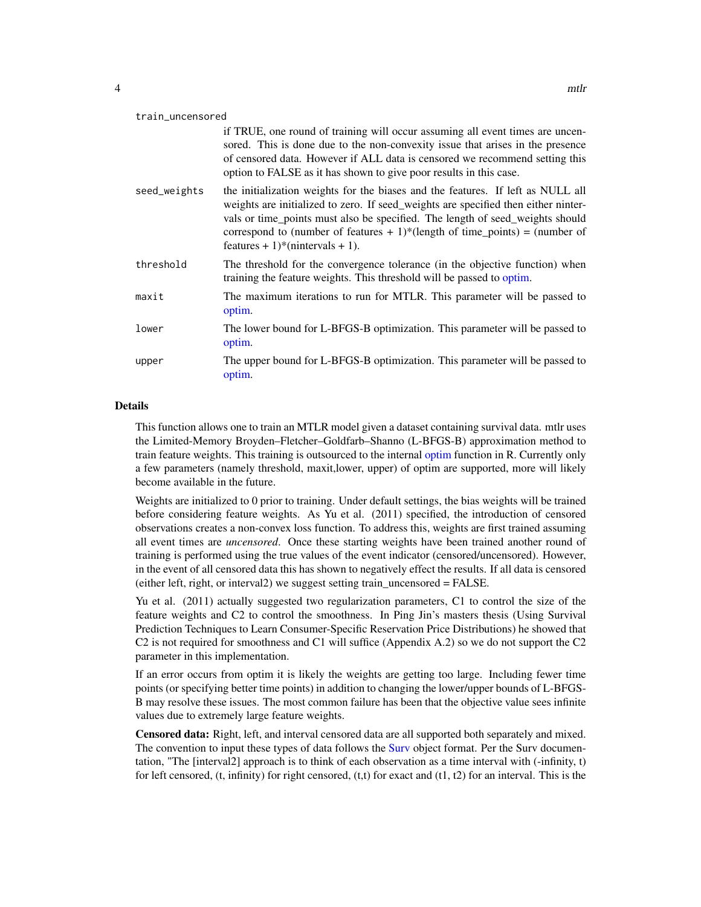train_uncensored
: if TRUE, one round of training will occur assuming all event times are uncensored. This is done due to the non-convexity issue that arises in the presence of censored data. However if ALL data is censored we recommend setting this option to FALSE as it has shown to give poor results in this case.

seed_weights
: the initialization weights for the biases and the features. If left as NULL all weights are initialized to zero. If seed_weights are specified then either nintervals or time_points must also be specified. The length of seed_weights should correspond to (number of features + 1)*(length of time_points) = (number of features + 1)*(nintervals + 1).

threshold
: The threshold for the convergence tolerance (in the objective function) when training the feature weights. This threshold will be passed to optim.

maxit
: The maximum iterations to run for MTLR. This parameter will be passed to optim.

lower
: The lower bound for L-BFGS-B optimization. This parameter will be passed to optim.

upper
: The upper bound for L-BFGS-B optimization. This parameter will be passed to optim.

## Details

This function allows one to train an MTLR model given a dataset containing survival data. mtlr uses the Limited-Memory Broyden–Fletcher–Goldfarb–Shanno (L-BFGS-B) approximation method to train feature weights. This training is outsourced to the internal optim function in R. Currently only a few parameters (namely threshold, maxit,lower, upper) of optim are supported, more will likely become available in the future.

Weights are initialized to 0 prior to training. Under default settings, the bias weights will be trained before considering feature weights. As Yu et al. (2011) specified, the introduction of censored observations creates a non-convex loss function. To address this, weights are first trained assuming all event times are *uncensored*. Once these starting weights have been trained another round of training is performed using the true values of the event indicator (censored/uncensored). However, in the event of all censored data this has shown to negatively effect the results. If all data is censored (either left, right, or interval2) we suggest setting train_uncensored = FALSE.

Yu et al. (2011) actually suggested two regularization parameters, C1 to control the size of the feature weights and C2 to control the smoothness. In Ping Jin's masters thesis (Using Survival Prediction Techniques to Learn Consumer-Specific Reservation Price Distributions) he showed that C2 is not required for smoothness and C1 will suffice (Appendix A.2) so we do not support the C2 parameter in this implementation.

If an error occurs from optim it is likely the weights are getting too large. Including fewer time points (or specifying better time points) in addition to changing the lower/upper bounds of L-BFGS-B may resolve these issues. The most common failure has been that the objective value sees infinite values due to extremely large feature weights.

**Censored data:** Right, left, and interval censored data are all supported both separately and mixed. The convention to input these types of data follows the Surv object format. Per the Surv documentation, "The [interval2] approach is to think of each observation as a time interval with (-infinity, t) for left censored, (t, infinity) for right censored, (t,t) for exact and (t1, t2) for an interval. This is the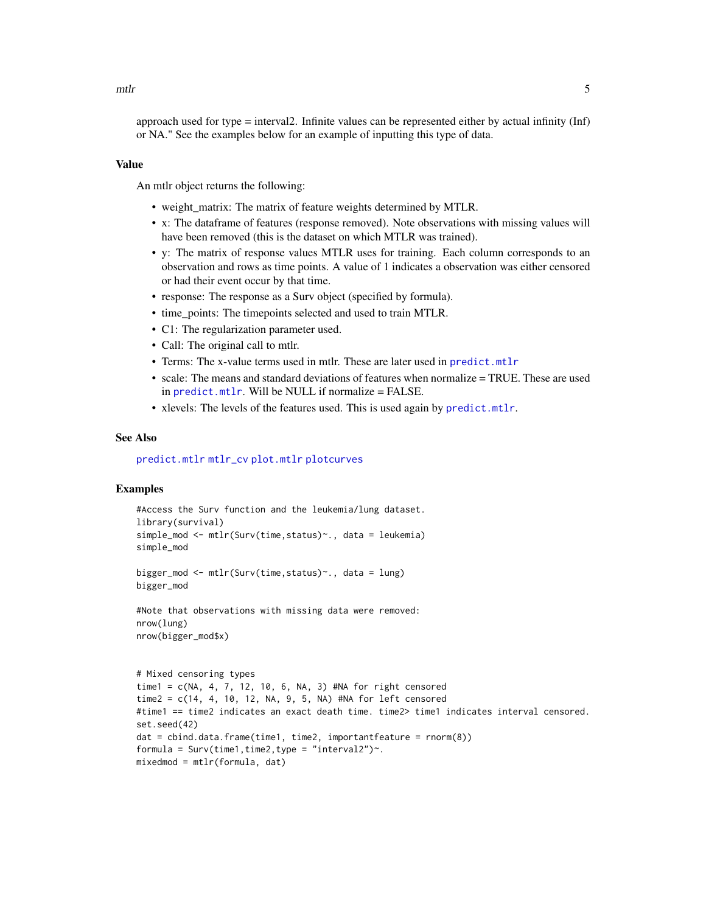approach used for type = interval2. Infinite values can be represented either by actual infinity (Inf) or NA." See the examples below for an example of inputting this type of data.

## Value

An mtlr object returns the following:

- weight_matrix: The matrix of feature weights determined by MTLR.
- x: The dataframe of features (response removed). Note observations with missing values will have been removed (this is the dataset on which MTLR was trained).
- y: The matrix of response values MTLR uses for training. Each column corresponds to an observation and rows as time points. A value of 1 indicates a observation was either censored or had their event occur by that time.
- response: The response as a Surv object (specified by formula).
- time_points: The timepoints selected and used to train MTLR.
- C1: The regularization parameter used.
- Call: The original call to mtlr.
- Terms: The x-value terms used in mtlr. These are later used in predict.mtlr
- scale: The means and standard deviations of features when normalize = TRUE. These are used in predict.mtlr. Will be NULL if normalize = FALSE.
- xlevels: The levels of the features used. This is used again by predict.mtlr.

## See Also

predict.mtlr mtlr_cv plot.mtlr plotcurves

## Examples

```
#Access the Surv function and the leukemia/lung dataset.
library(survival)
simple_mod <- mtlr(Surv(time,status)~., data = leukemia)
simple_mod

bigger_mod <- mtlr(Surv(time,status)~., data = lung)
bigger_mod

#Note that observations with missing data were removed:
nrow(lung)
nrow(bigger_mod$x)


# Mixed censoring types
time1 = c(NA, 4, 7, 12, 10, 6, NA, 3) #NA for right censored
time2 = c(14, 4, 10, 12, NA, 9, 5, NA) #NA for left censored
#time1 == time2 indicates an exact death time. time2> time1 indicates interval censored.
set.seed(42)
dat = cbind.data.frame(time1, time2, importantfeature = rnorm(8))
formula = Surv(time1,time2,type = "interval2")~.
mixedmod = mtlr(formula, dat)
```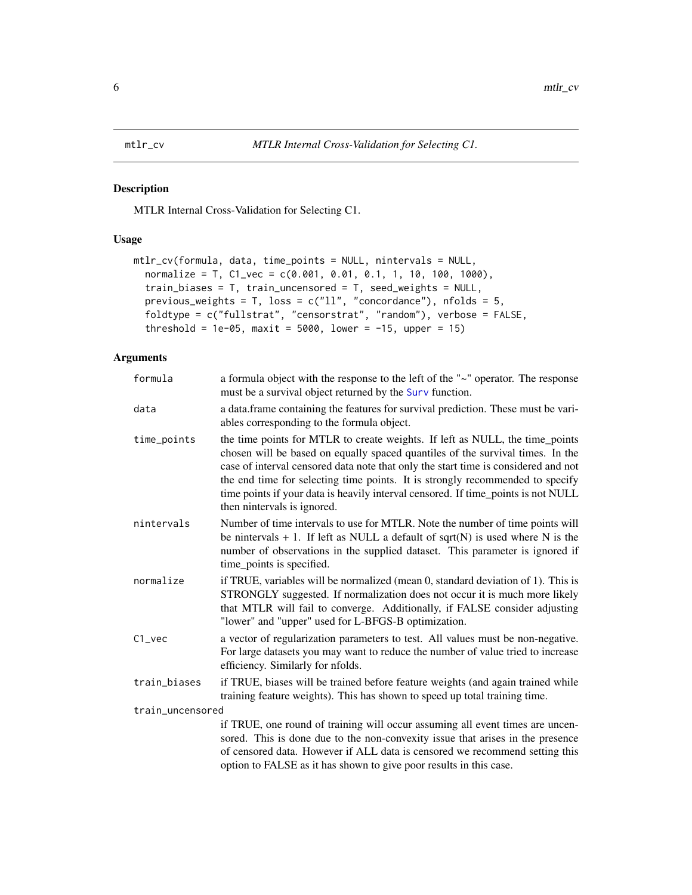# mtlr_cv — *MTLR Internal Cross-Validation for Selecting C1.*

## Description

MTLR Internal Cross-Validation for Selecting C1.

## Usage

```
mtlr_cv(formula, data, time_points = NULL, nintervals = NULL,
  normalize = T, C1_vec = c(0.001, 0.01, 0.1, 1, 10, 100, 1000),
  train_biases = T, train_uncensored = T, seed_weights = NULL,
  previous_weights = T, loss = c("ll", "concordance"), nfolds = 5,
  foldtype = c("fullstrat", "censorstrat", "random"), verbose = FALSE,
  threshold = 1e-05, maxit = 5000, lower = -15, upper = 15)
```

## Arguments

| Argument | Description |
|---|---|
| `formula` | a formula object with the response to the left of the "~" operator. The response must be a survival object returned by the Surv function. |
| `data` | a data.frame containing the features for survival prediction. These must be variables corresponding to the formula object. |
| `time_points` | the time points for MTLR to create weights. If left as NULL, the time_points chosen will be based on equally spaced quantiles of the survival times. In the case of interval censored data note that only the start time is considered and not the end time for selecting time points. It is strongly recommended to specify time points if your data is heavily interval censored. If time_points is not NULL then nintervals is ignored. |
| `nintervals` | Number of time intervals to use for MTLR. Note the number of time points will be nintervals + 1. If left as NULL a default of sqrt(N) is used where N is the number of observations in the supplied dataset. This parameter is ignored if time_points is specified. |
| `normalize` | if TRUE, variables will be normalized (mean 0, standard deviation of 1). This is STRONGLY suggested. If normalization does not occur it is much more likely that MTLR will fail to converge. Additionally, if FALSE consider adjusting "lower" and "upper" used for L-BFGS-B optimization. |
| `C1_vec` | a vector of regularization parameters to test. All values must be non-negative. For large datasets you may want to reduce the number of value tried to increase efficiency. Similarly for nfolds. |
| `train_biases` | if TRUE, biases will be trained before feature weights (and again trained while training feature weights). This has shown to speed up total training time. |
| `train_uncensored` | if TRUE, one round of training will occur assuming all event times are uncensored. This is done due to the non-convexity issue that arises in the presence of censored data. However if ALL data is censored we recommend setting this option to FALSE as it has shown to give poor results in this case. |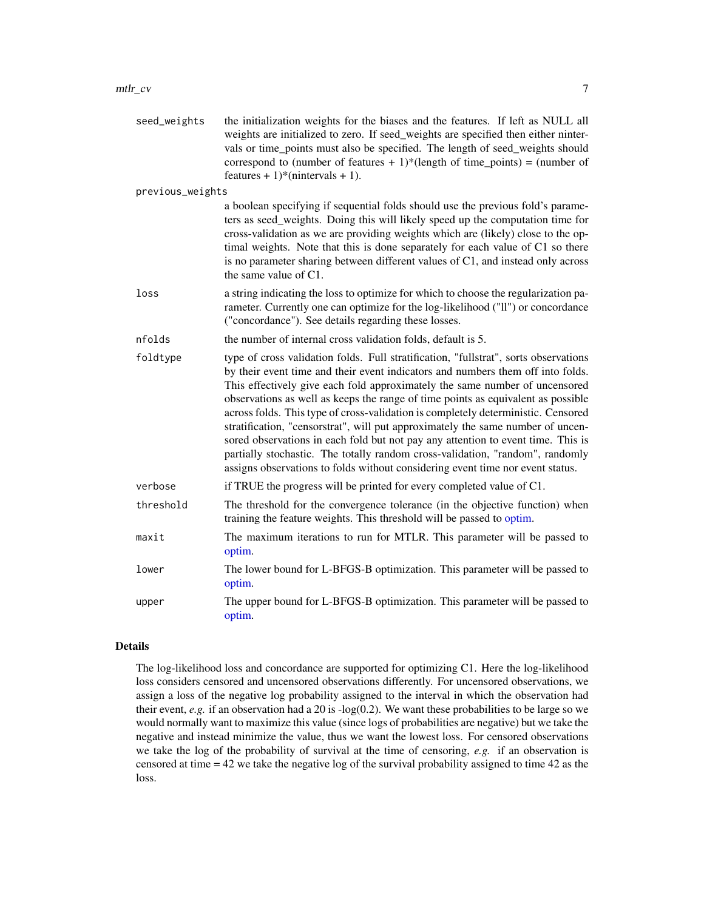| | |
|---|---|
| seed_weights | the initialization weights for the biases and the features. If left as NULL all weights are initialized to zero. If seed_weights are specified then either nintervals or time_points must also be specified. The length of seed_weights should correspond to (number of features + 1)*(length of time_points) = (number of features + 1)*(nintervals + 1). |
| previous_weights | a boolean specifying if sequential folds should use the previous fold's parameters as seed_weights. Doing this will likely speed up the computation time for cross-validation as we are providing weights which are (likely) close to the optimal weights. Note that this is done separately for each value of C1 so there is no parameter sharing between different values of C1, and instead only across the same value of C1. |
| loss | a string indicating the loss to optimize for which to choose the regularization parameter. Currently one can optimize for the log-likelihood ("ll") or concordance ("concordance"). See details regarding these losses. |
| nfolds | the number of internal cross validation folds, default is 5. |
| foldtype | type of cross validation folds. Full stratification, "fullstrat", sorts observations by their event time and their event indicators and numbers them off into folds. This effectively give each fold approximately the same number of uncensored observations as well as keeps the range of time points as equivalent as possible across folds. This type of cross-validation is completely deterministic. Censored stratification, "censorstrat", will put approximately the same number of uncensored observations in each fold but not pay any attention to event time. This is partially stochastic. The totally random cross-validation, "random", randomly assigns observations to folds without considering event time nor event status. |
| verbose | if TRUE the progress will be printed for every completed value of C1. |
| threshold | The threshold for the convergence tolerance (in the objective function) when training the feature weights. This threshold will be passed to optim. |
| maxit | The maximum iterations to run for MTLR. This parameter will be passed to optim. |
| lower | The lower bound for L-BFGS-B optimization. This parameter will be passed to optim. |
| upper | The upper bound for L-BFGS-B optimization. This parameter will be passed to optim. |

## Details

The log-likelihood loss and concordance are supported for optimizing C1. Here the log-likelihood loss considers censored and uncensored observations differently. For uncensored observations, we assign a loss of the negative log probability assigned to the interval in which the observation had their event, *e.g.* if an observation had a 20 is -log(0.2). We want these probabilities to be large so we would normally want to maximize this value (since logs of probabilities are negative) but we take the negative and instead minimize the value, thus we want the lowest loss. For censored observations we take the log of the probability of survival at the time of censoring, *e.g.* if an observation is censored at time = 42 we take the negative log of the survival probability assigned to time 42 as the loss.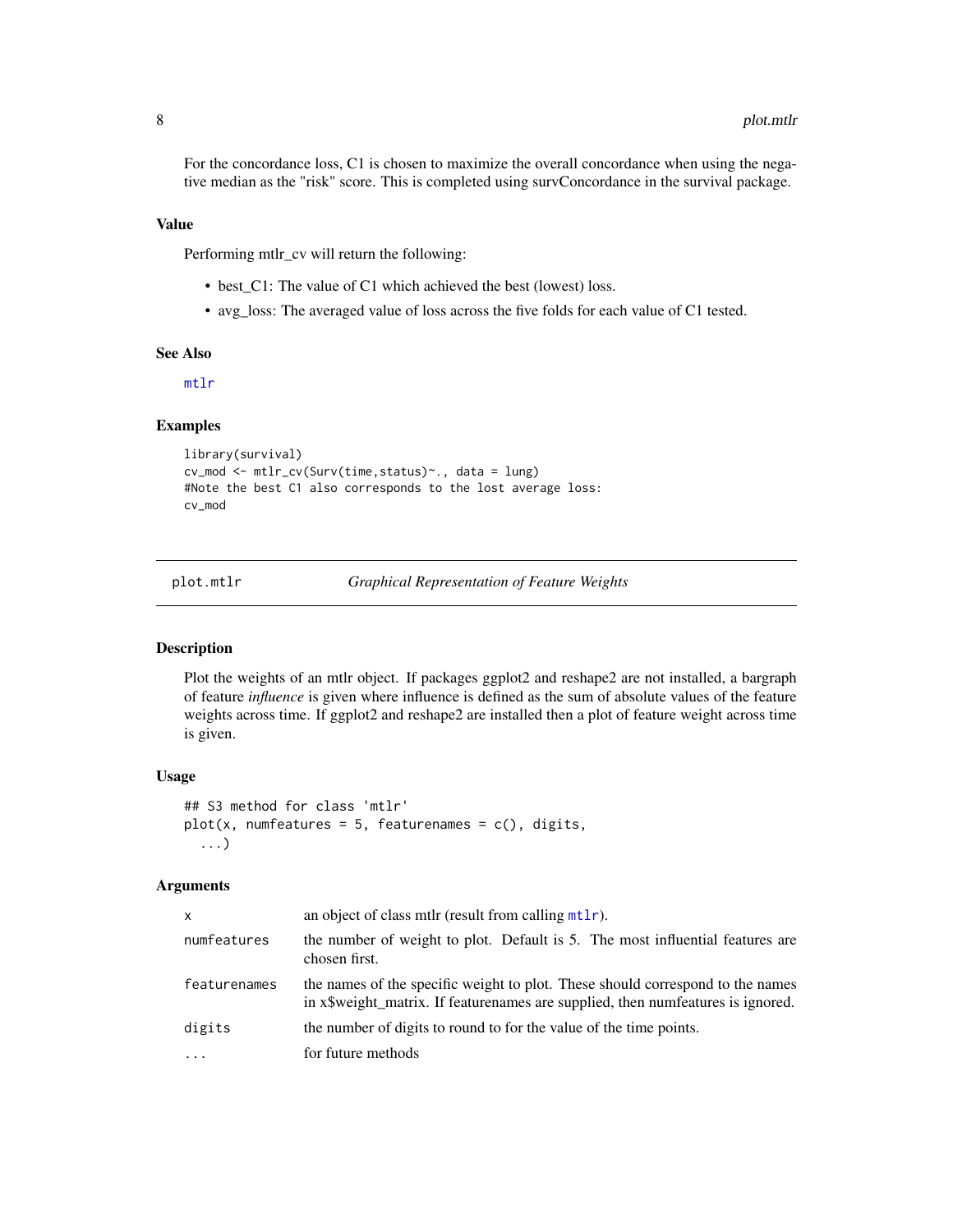For the concordance loss, C1 is chosen to maximize the overall concordance when using the negative median as the "risk" score. This is completed using survConcordance in the survival package.

### Value

Performing mtlr_cv will return the following:

- best_C1: The value of C1 which achieved the best (lowest) loss.
- avg_loss: The averaged value of loss across the five folds for each value of C1 tested.

### See Also

mtlr

### Examples

```
library(survival)
cv_mod <- mtlr_cv(Surv(time,status)~., data = lung)
#Note the best C1 also corresponds to the lost average loss:
cv_mod
```

## plot.mtlr — *Graphical Representation of Feature Weights*

### Description

Plot the weights of an mtlr object. If packages ggplot2 and reshape2 are not installed, a bargraph of feature *influence* is given where influence is defined as the sum of absolute values of the feature weights across time. If ggplot2 and reshape2 are installed then a plot of feature weight across time is given.

### Usage

```
## S3 method for class 'mtlr'
plot(x, numfeatures = 5, featurenames = c(), digits,
  ...)
```

### Arguments

| | |
|---|---|
| x | an object of class mtlr (result from calling mtlr). |
| numfeatures | the number of weight to plot. Default is 5. The most influential features are chosen first. |
| featurenames | the names of the specific weight to plot. These should correspond to the names in x$weight_matrix. If featurenames are supplied, then numfeatures is ignored. |
| digits | the number of digits to round to for the value of the time points. |
| ... | for future methods |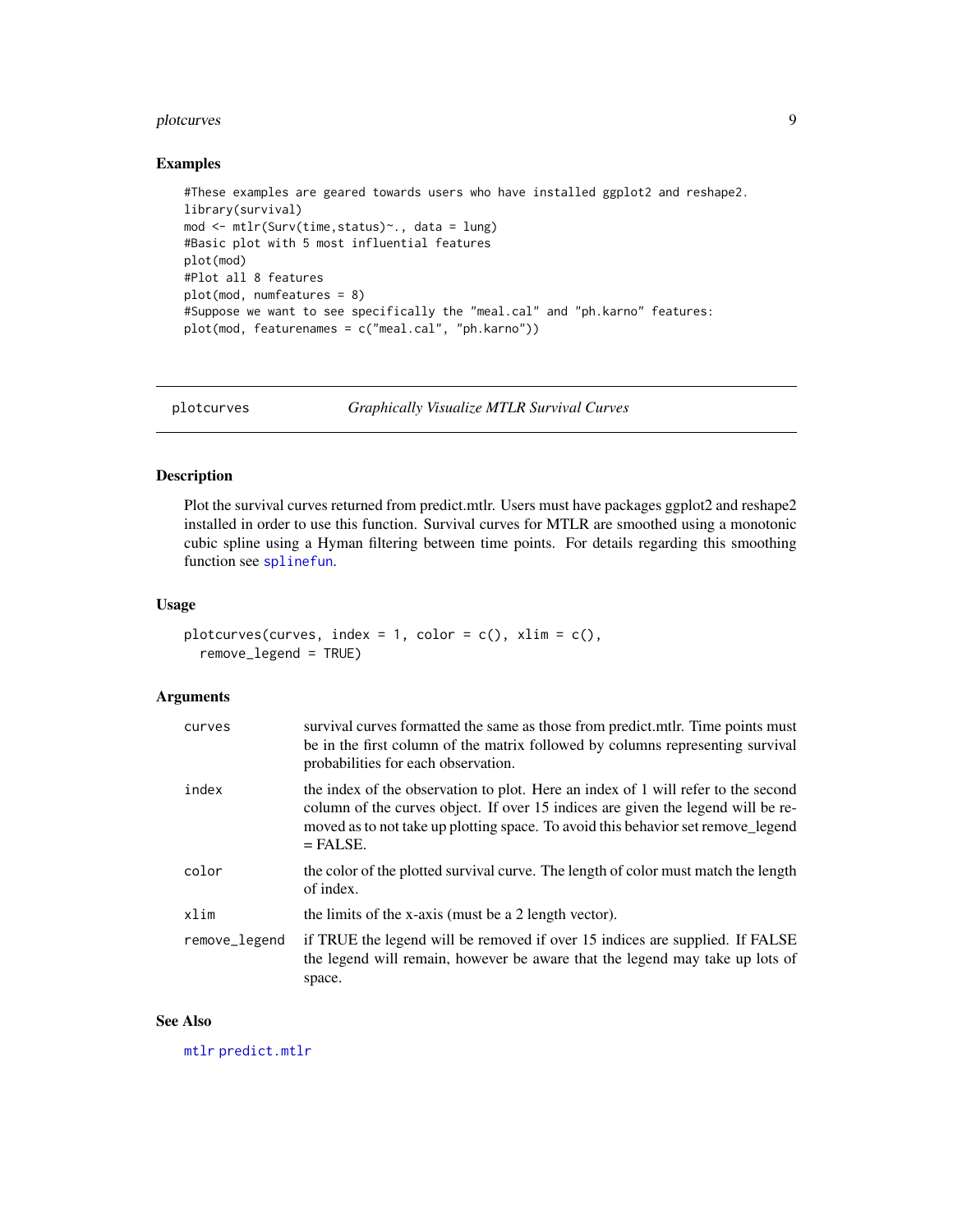## Examples

```
#These examples are geared towards users who have installed ggplot2 and reshape2.
library(survival)
mod <- mtlr(Surv(time,status)~., data = lung)
#Basic plot with 5 most influential features
plot(mod)
#Plot all 8 features
plot(mod, numfeatures = 8)
#Suppose we want to see specifically the "meal.cal" and "ph.karno" features:
plot(mod, featurenames = c("meal.cal", "ph.karno"))
```

---

# plotcurves — *Graphically Visualize MTLR Survival Curves*

---

## Description

Plot the survival curves returned from predict.mtlr. Users must have packages ggplot2 and reshape2 installed in order to use this function. Survival curves for MTLR are smoothed using a monotonic cubic spline using a Hyman filtering between time points. For details regarding this smoothing function see `splinefun`.

## Usage

```
plotcurves(curves, index = 1, color = c(), xlim = c(),
  remove_legend = TRUE)
```

## Arguments

| | |
|---|---|
| `curves` | survival curves formatted the same as those from predict.mtlr. Time points must be in the first column of the matrix followed by columns representing survival probabilities for each observation. |
| `index` | the index of the observation to plot. Here an index of 1 will refer to the second column of the curves object. If over 15 indices are given the legend will be removed as to not take up plotting space. To avoid this behavior set remove_legend = FALSE. |
| `color` | the color of the plotted survival curve. The length of color must match the length of index. |
| `xlim` | the limits of the x-axis (must be a 2 length vector). |
| `remove_legend` | if TRUE the legend will be removed if over 15 indices are supplied. If FALSE the legend will remain, however be aware that the legend may take up lots of space. |

## See Also

`mtlr` `predict.mtlr`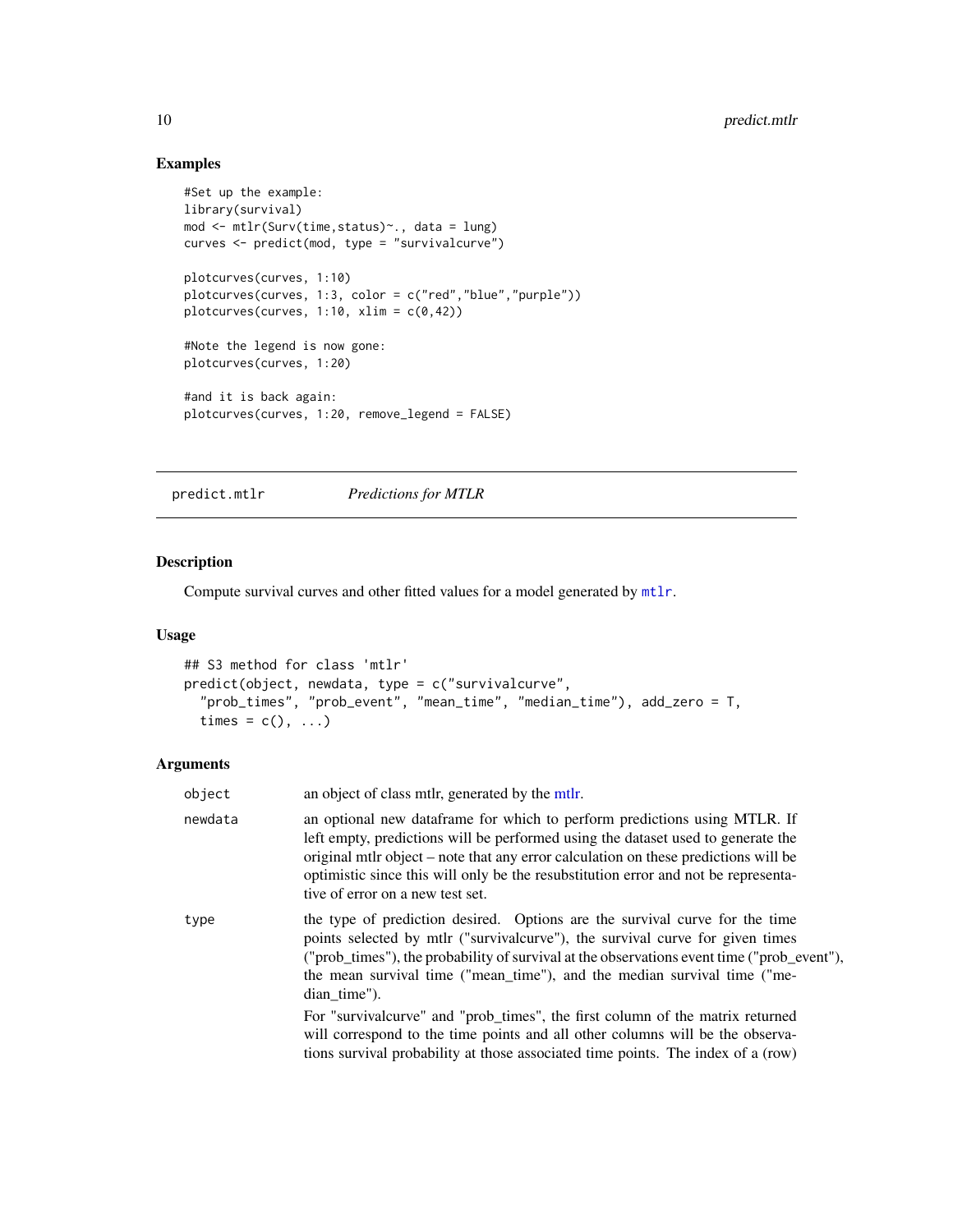## Examples

```
#Set up the example:
library(survival)
mod <- mtlr(Surv(time,status)~., data = lung)
curves <- predict(mod, type = "survivalcurve")

plotcurves(curves, 1:10)
plotcurves(curves, 1:3, color = c("red","blue","purple"))
plotcurves(curves, 1:10, xlim = c(0,42))

#Note the legend is now gone:
plotcurves(curves, 1:20)

#and it is back again:
plotcurves(curves, 1:20, remove_legend = FALSE)
```

---

# predict.mtlr *Predictions for MTLR*

---

## Description

Compute survival curves and other fitted values for a model generated by `mtlr`.

## Usage

```
## S3 method for class 'mtlr'
predict(object, newdata, type = c("survivalcurve",
  "prob_times", "prob_event", "mean_time", "median_time"), add_zero = T,
  times = c(), ...)
```

## Arguments

| | |
|---|---|
| object | an object of class mtlr, generated by the mtlr. |
| newdata | an optional new dataframe for which to perform predictions using MTLR. If left empty, predictions will be performed using the dataset used to generate the original mtlr object – note that any error calculation on these predictions will be optimistic since this will only be the resubstitution error and not be representative of error on a new test set. |
| type | the type of prediction desired. Options are the survival curve for the time points selected by mtlr ("survivalcurve"), the survival curve for given times ("prob_times"), the probability of survival at the observations event time ("prob_event"), the mean survival time ("mean_time"), and the median survival time ("median_time").<br><br>For "survivalcurve" and "prob_times", the first column of the matrix returned will correspond to the time points and all other columns will be the observations survival probability at those associated time points. The index of a (row) |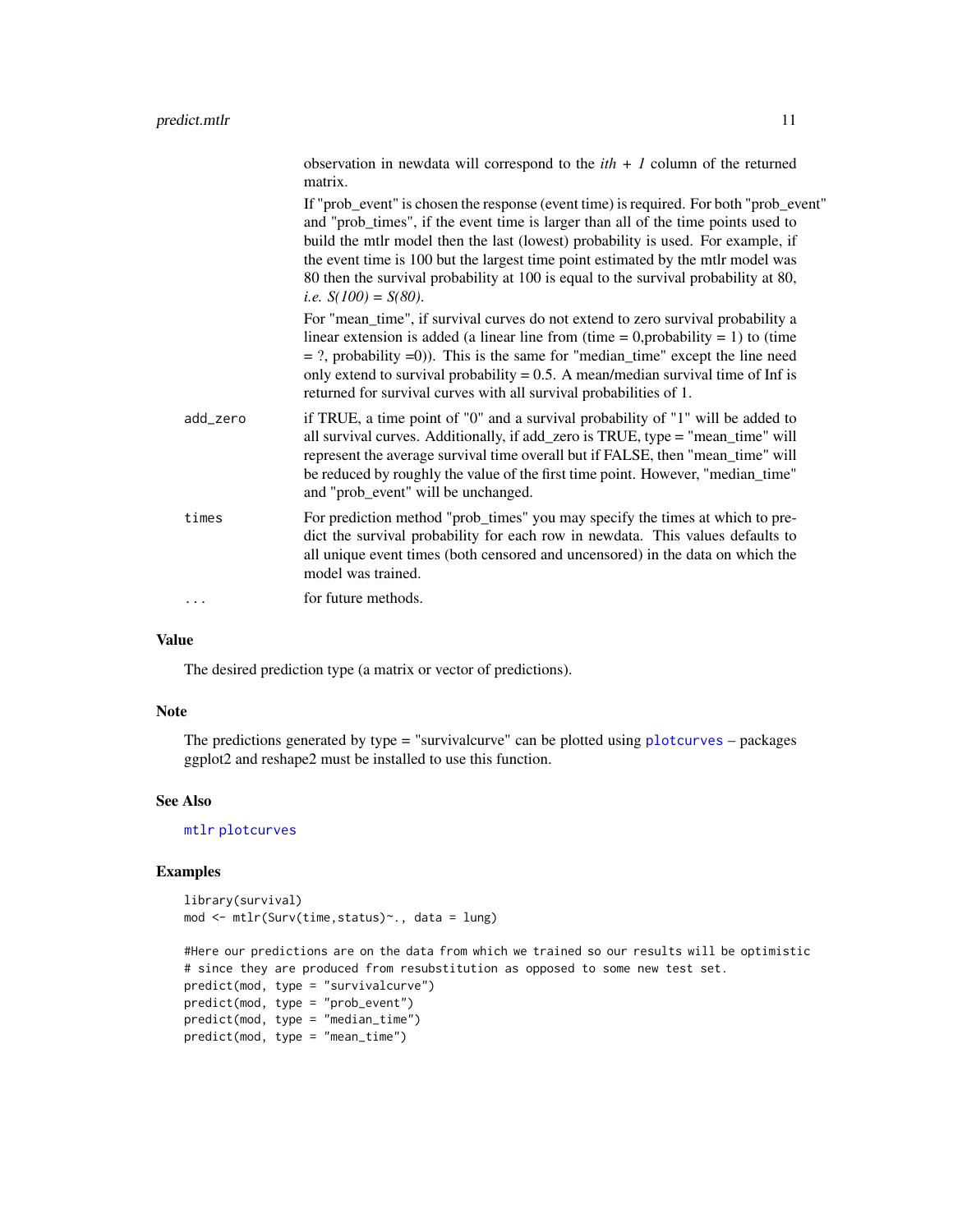observation in newdata will correspond to the *ith + 1* column of the returned matrix.

If "prob_event" is chosen the response (event time) is required. For both "prob_event" and "prob_times", if the event time is larger than all of the time points used to build the mtlr model then the last (lowest) probability is used. For example, if the event time is 100 but the largest time point estimated by the mtlr model was 80 then the survival probability at 100 is equal to the survival probability at 80, *i.e. S(100) = S(80)*.

For "mean_time", if survival curves do not extend to zero survival probability a linear extension is added (a linear line from (time = 0,probability = 1) to (time = ?, probability =0)). This is the same for "median_time" except the line need only extend to survival probability = 0.5. A mean/median survival time of Inf is returned for survival curves with all survival probabilities of 1.

`add_zero` if TRUE, a time point of "0" and a survival probability of "1" will be added to all survival curves. Additionally, if add_zero is TRUE, type = "mean_time" will represent the average survival time overall but if FALSE, then "mean_time" will be reduced by roughly the value of the first time point. However, "median_time" and "prob_event" will be unchanged.

`times` For prediction method "prob_times" you may specify the times at which to predict the survival probability for each row in newdata. This values defaults to all unique event times (both censored and uncensored) in the data on which the model was trained.

`...` for future methods.

## Value

The desired prediction type (a matrix or vector of predictions).

## Note

The predictions generated by type = "survivalcurve" can be plotted using plotcurves – packages ggplot2 and reshape2 must be installed to use this function.

## See Also

mtlr plotcurves

## Examples

```
library(survival)
mod <- mtlr(Surv(time,status)~., data = lung)

#Here our predictions are on the data from which we trained so our results will be optimistic
# since they are produced from resubstitution as opposed to some new test set.
predict(mod, type = "survivalcurve")
predict(mod, type = "prob_event")
predict(mod, type = "median_time")
predict(mod, type = "mean_time")
```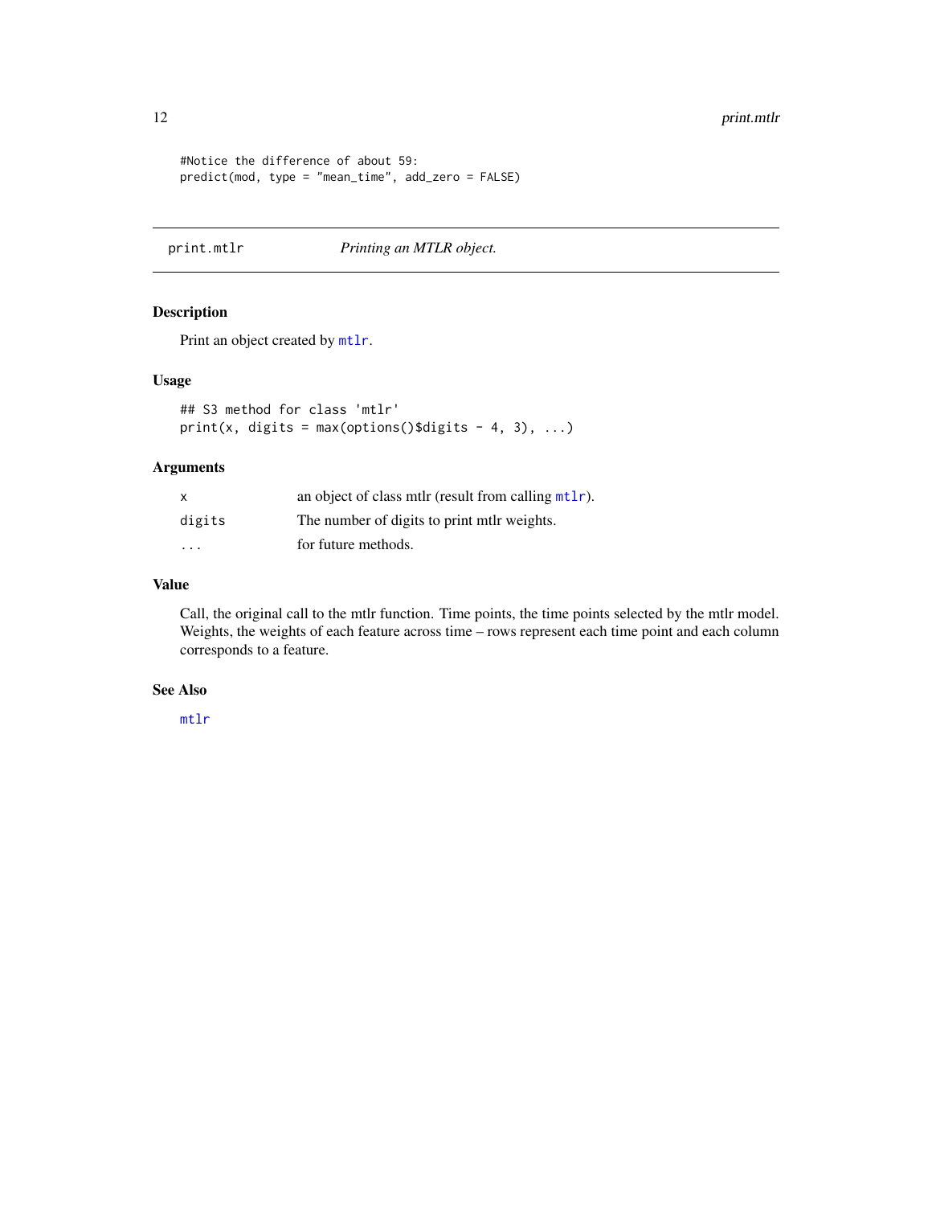```
#Notice the difference of about 59:
predict(mod, type = "mean_time", add_zero = FALSE)
```

---

## print.mtlr — *Printing an MTLR object.*

---

### Description

Print an object created by mtlr.

### Usage

```
## S3 method for class 'mtlr'
print(x, digits = max(options()$digits - 4, 3), ...)
```

### Arguments

| | |
|---|---|
| x | an object of class mtlr (result from calling mtlr). |
| digits | The number of digits to print mtlr weights. |
| ... | for future methods. |

### Value

Call, the original call to the mtlr function. Time points, the time points selected by the mtlr model. Weights, the weights of each feature across time – rows represent each time point and each column corresponds to a feature.

### See Also

mtlr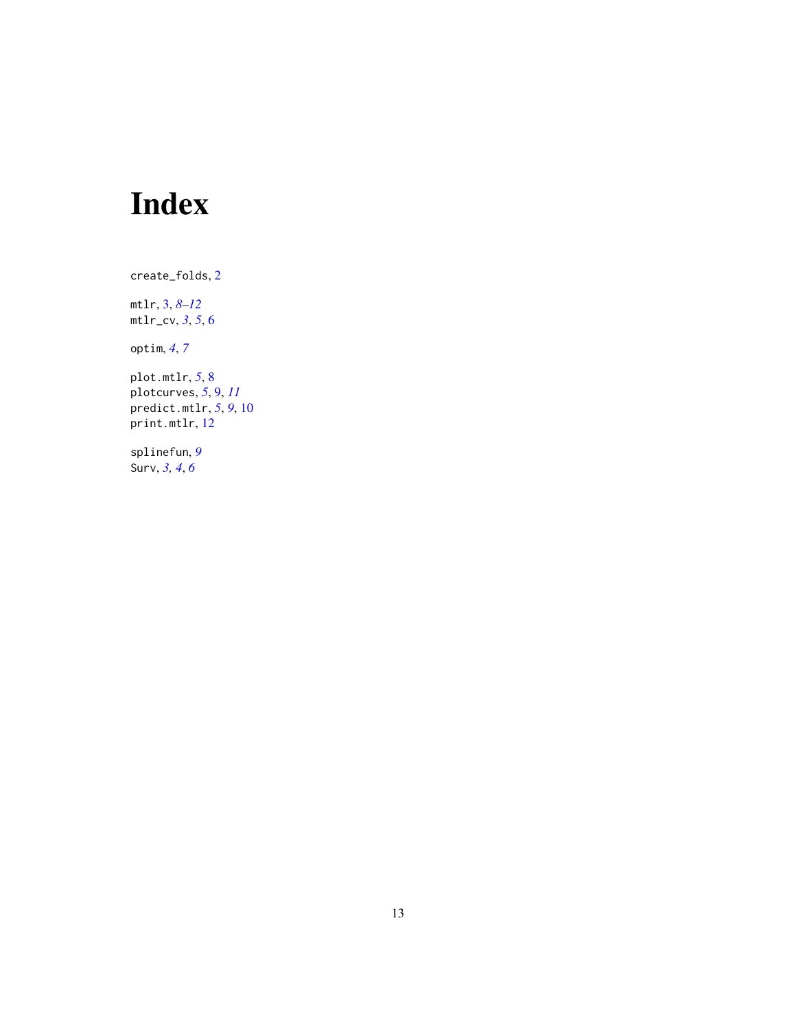# Index

`create_folds`, 2

`mtlr`, 3, *8–12*
`mtlr_cv`, *3*, *5*, 6

`optim`, *4*, *7*

`plot.mtlr`, *5*, 8
`plotcurves`, *5*, 9, *11*
`predict.mtlr`, *5*, *9*, 10
`print.mtlr`, 12

`splinefun`, *9*
`Surv`, *3*, *4*, *6*